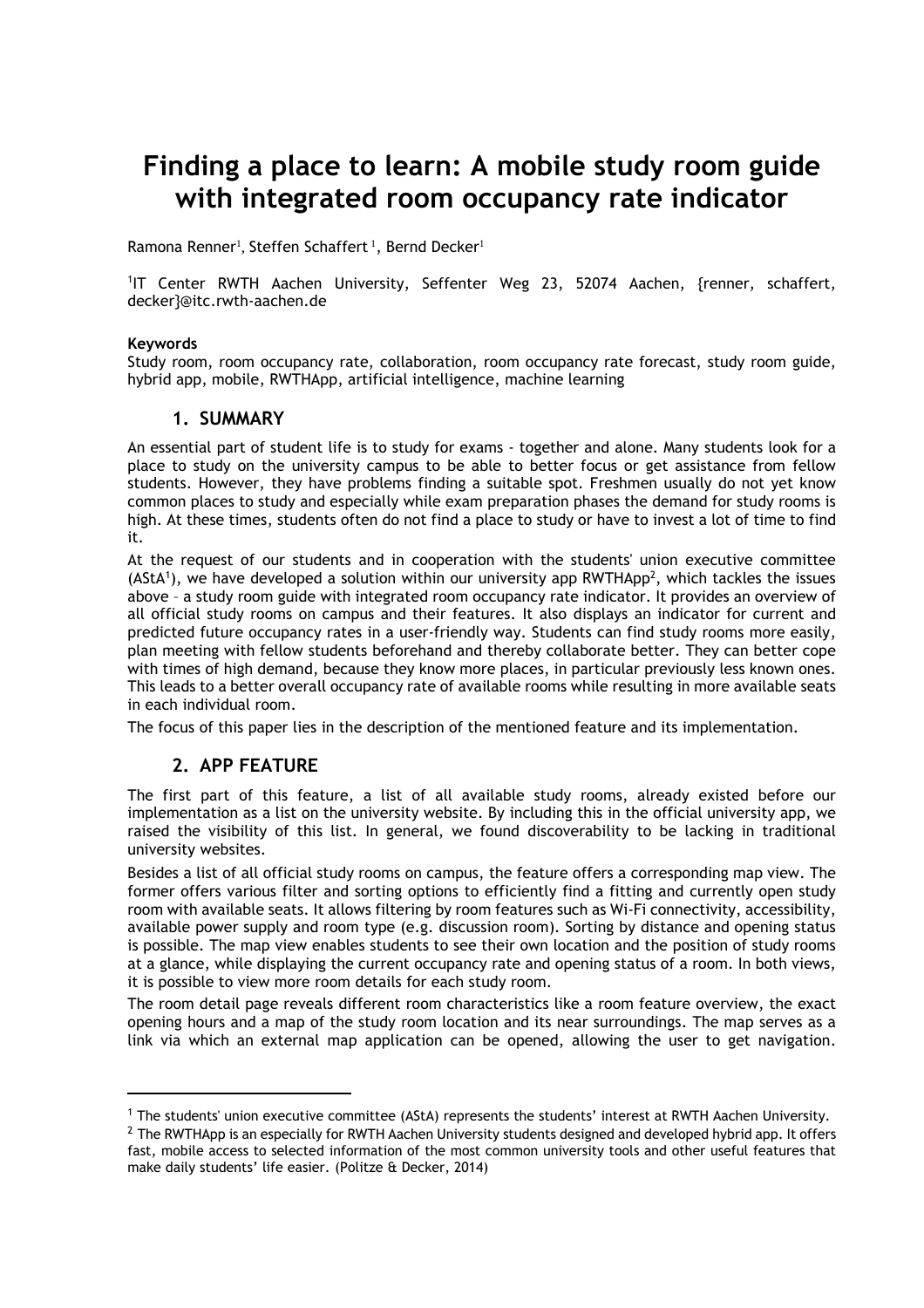# Finding a place to learn: A mobile study room guide with integrated room occupancy rate indicator

Ramona Renner[1], Steffen Schaffert[1], Bernd Decker[1]

[1]IT Center RWTH Aachen University, Seffenter Weg 23, 52074 Aachen, {renner, schaffert, decker}@itc.rwth-aachen.de

**Keywords**

Study room, room occupancy rate, collaboration, room occupancy rate forecast, study room guide, hybrid app, mobile, RWTHApp, artificial intelligence, machine learning

## 1. SUMMARY

An essential part of student life is to study for exams - together and alone. Many students look for a place to study on the university campus to be able to better focus or get assistance from fellow students. However, they have problems finding a suitable spot. Freshmen usually do not yet know common places to study and especially while exam preparation phases the demand for study rooms is high. At these times, students often do not find a place to study or have to invest a lot of time to find it.

At the request of our students and in cooperation with the students' union executive committee (AStA[1]), we have developed a solution within our university app RWTHApp[2], which tackles the issues above – a study room guide with integrated room occupancy rate indicator. It provides an overview of all official study rooms on campus and their features. It also displays an indicator for current and predicted future occupancy rates in a user-friendly way. Students can find study rooms more easily, plan meeting with fellow students beforehand and thereby collaborate better. They can better cope with times of high demand, because they know more places, in particular previously less known ones. This leads to a better overall occupancy rate of available rooms while resulting in more available seats in each individual room.

The focus of this paper lies in the description of the mentioned feature and its implementation.

## 2. APP FEATURE

The first part of this feature, a list of all available study rooms, already existed before our implementation as a list on the university website. By including this in the official university app, we raised the visibility of this list. In general, we found discoverability to be lacking in traditional university websites.

Besides a list of all official study rooms on campus, the feature offers a corresponding map view. The former offers various filter and sorting options to efficiently find a fitting and currently open study room with available seats. It allows filtering by room features such as Wi-Fi connectivity, accessibility, available power supply and room type (e.g. discussion room). Sorting by distance and opening status is possible. The map view enables students to see their own location and the position of study rooms at a glance, while displaying the current occupancy rate and opening status of a room. In both views, it is possible to view more room details for each study room.

The room detail page reveals different room characteristics like a room feature overview, the exact opening hours and a map of the study room location and its near surroundings. The map serves as a link via which an external map application can be opened, allowing the user to get navigation.

---

[1] The students' union executive committee (AStA) represents the students' interest at RWTH Aachen University.

[2] The RWTHApp is an especially for RWTH Aachen University students designed and developed hybrid app. It offers fast, mobile access to selected information of the most common university tools and other useful features that make daily students' life easier. (Politze & Decker, 2014)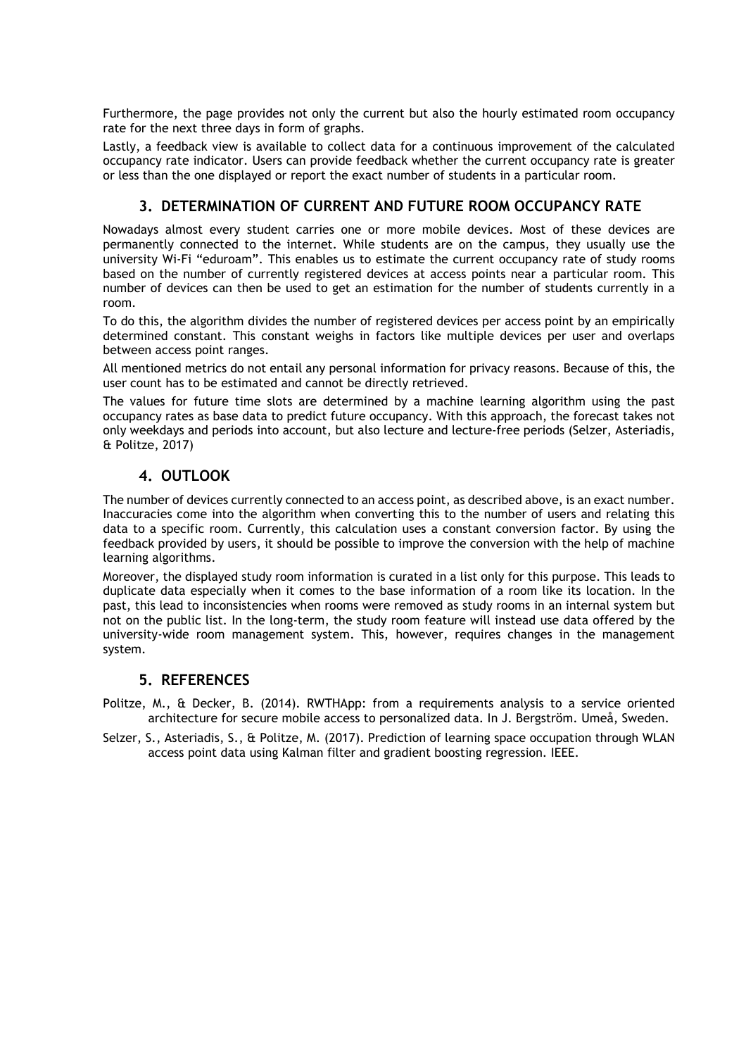Furthermore, the page provides not only the current but also the hourly estimated room occupancy rate for the next three days in form of graphs.

Lastly, a feedback view is available to collect data for a continuous improvement of the calculated occupancy rate indicator. Users can provide feedback whether the current occupancy rate is greater or less than the one displayed or report the exact number of students in a particular room.

## 3. DETERMINATION OF CURRENT AND FUTURE ROOM OCCUPANCY RATE

Nowadays almost every student carries one or more mobile devices. Most of these devices are permanently connected to the internet. While students are on the campus, they usually use the university Wi-Fi "eduroam". This enables us to estimate the current occupancy rate of study rooms based on the number of currently registered devices at access points near a particular room. This number of devices can then be used to get an estimation for the number of students currently in a room.

To do this, the algorithm divides the number of registered devices per access point by an empirically determined constant. This constant weighs in factors like multiple devices per user and overlaps between access point ranges.

All mentioned metrics do not entail any personal information for privacy reasons. Because of this, the user count has to be estimated and cannot be directly retrieved.

The values for future time slots are determined by a machine learning algorithm using the past occupancy rates as base data to predict future occupancy. With this approach, the forecast takes not only weekdays and periods into account, but also lecture and lecture-free periods (Selzer, Asteriadis, & Politze, 2017)

## 4. OUTLOOK

The number of devices currently connected to an access point, as described above, is an exact number. Inaccuracies come into the algorithm when converting this to the number of users and relating this data to a specific room. Currently, this calculation uses a constant conversion factor. By using the feedback provided by users, it should be possible to improve the conversion with the help of machine learning algorithms.

Moreover, the displayed study room information is curated in a list only for this purpose. This leads to duplicate data especially when it comes to the base information of a room like its location. In the past, this lead to inconsistencies when rooms were removed as study rooms in an internal system but not on the public list. In the long-term, the study room feature will instead use data offered by the university-wide room management system. This, however, requires changes in the management system.

## 5. REFERENCES

Politze, M., & Decker, B. (2014). RWTHApp: from a requirements analysis to a service oriented architecture for secure mobile access to personalized data. In J. Bergström. Umeå, Sweden.

Selzer, S., Asteriadis, S., & Politze, M. (2017). Prediction of learning space occupation through WLAN access point data using Kalman filter and gradient boosting regression. IEEE.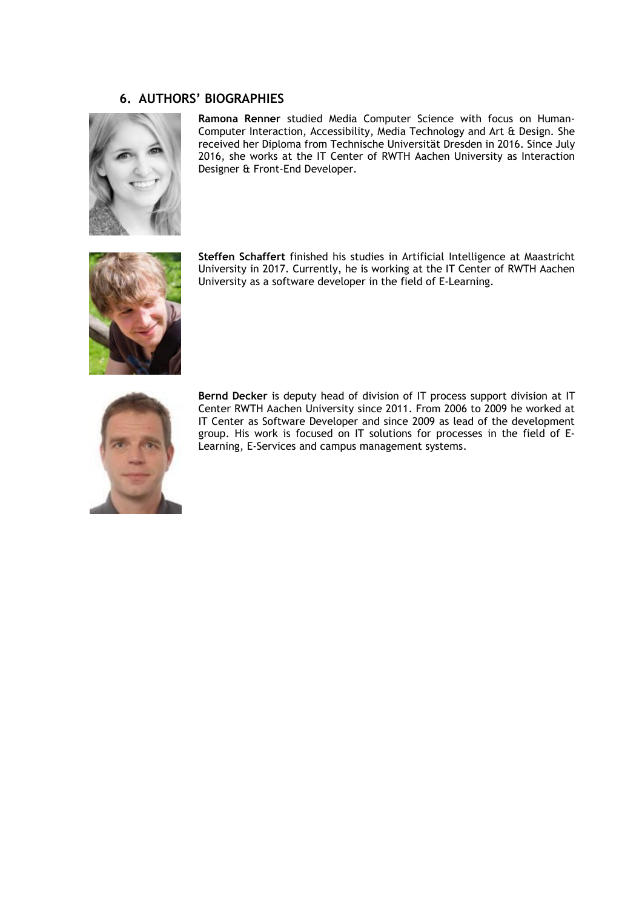## 6. AUTHORS' BIOGRAPHIES

**Ramona Renner** studied Media Computer Science with focus on Human-Computer Interaction, Accessibility, Media Technology and Art & Design. She received her Diploma from Technische Universität Dresden in 2016. Since July 2016, she works at the IT Center of RWTH Aachen University as Interaction Designer & Front-End Developer.

**Steffen Schaffert** finished his studies in Artificial Intelligence at Maastricht University in 2017. Currently, he is working at the IT Center of RWTH Aachen University as a software developer in the field of E-Learning.

**Bernd Decker** is deputy head of division of IT process support division at IT Center RWTH Aachen University since 2011. From 2006 to 2009 he worked at IT Center as Software Developer and since 2009 as lead of the development group. His work is focused on IT solutions for processes in the field of E-Learning, E-Services and campus management systems.